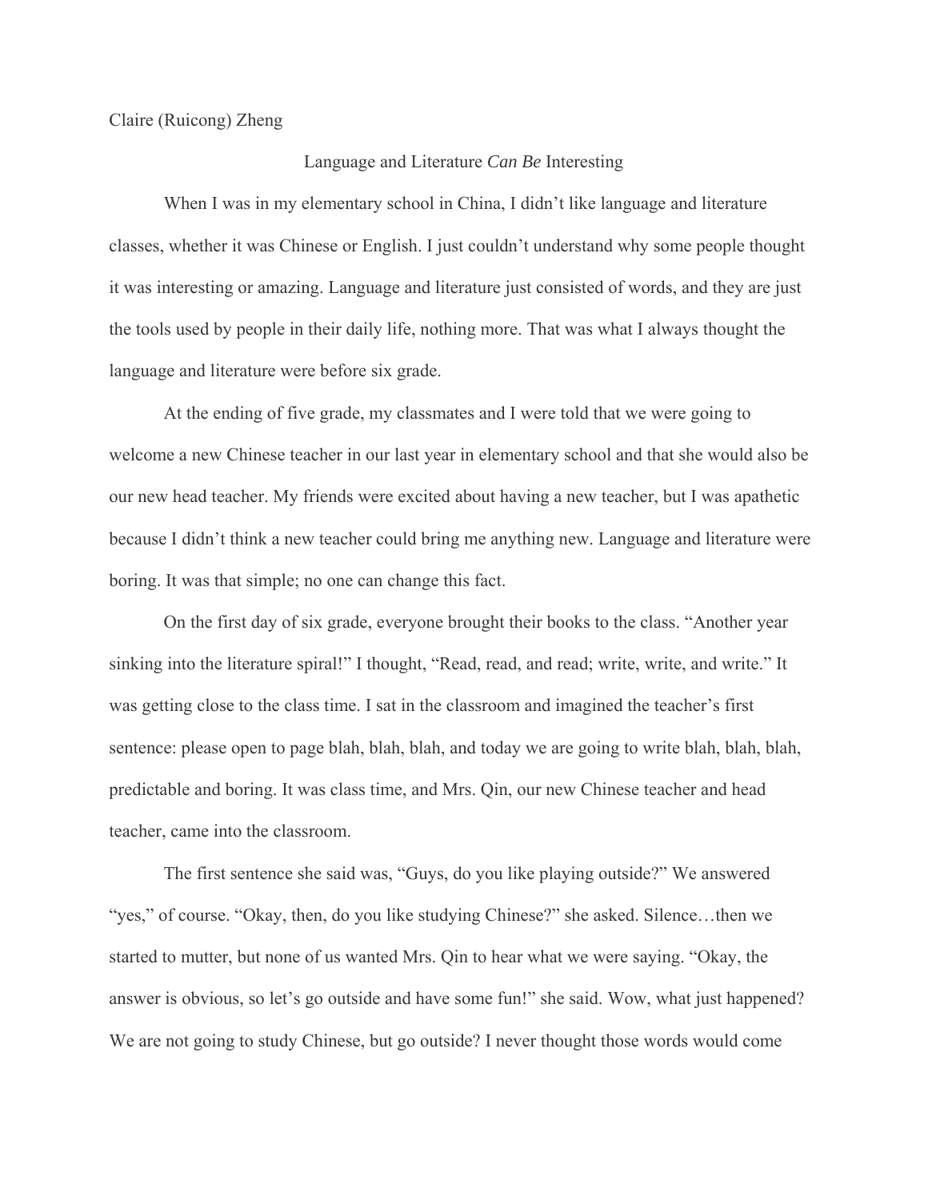Claire (Ruicong) Zheng

# Language and Literature *Can Be* Interesting

When I was in my elementary school in China, I didn't like language and literature classes, whether it was Chinese or English. I just couldn't understand why some people thought it was interesting or amazing. Language and literature just consisted of words, and they are just the tools used by people in their daily life, nothing more. That was what I always thought the language and literature were before six grade.

At the ending of five grade, my classmates and I were told that we were going to welcome a new Chinese teacher in our last year in elementary school and that she would also be our new head teacher. My friends were excited about having a new teacher, but I was apathetic because I didn't think a new teacher could bring me anything new. Language and literature were boring. It was that simple; no one can change this fact.

On the first day of six grade, everyone brought their books to the class. "Another year sinking into the literature spiral!" I thought, "Read, read, and read; write, write, and write." It was getting close to the class time. I sat in the classroom and imagined the teacher's first sentence: please open to page blah, blah, blah, and today we are going to write blah, blah, blah, predictable and boring. It was class time, and Mrs. Qin, our new Chinese teacher and head teacher, came into the classroom.

The first sentence she said was, "Guys, do you like playing outside?" We answered "yes," of course. "Okay, then, do you like studying Chinese?" she asked. Silence…then we started to mutter, but none of us wanted Mrs. Qin to hear what we were saying. "Okay, the answer is obvious, so let's go outside and have some fun!" she said. Wow, what just happened? We are not going to study Chinese, but go outside? I never thought those words would come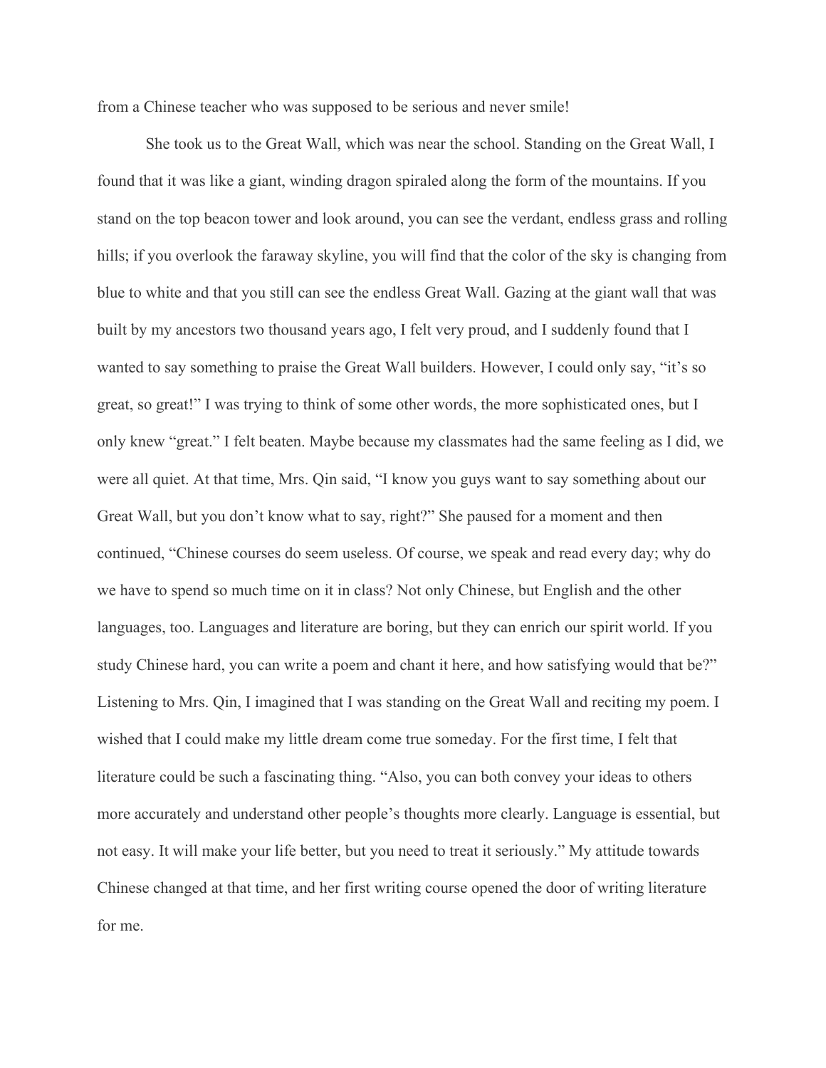from a Chinese teacher who was supposed to be serious and never smile!

She took us to the Great Wall, which was near the school. Standing on the Great Wall, I found that it was like a giant, winding dragon spiraled along the form of the mountains. If you stand on the top beacon tower and look around, you can see the verdant, endless grass and rolling hills; if you overlook the faraway skyline, you will find that the color of the sky is changing from blue to white and that you still can see the endless Great Wall. Gazing at the giant wall that was built by my ancestors two thousand years ago, I felt very proud, and I suddenly found that I wanted to say something to praise the Great Wall builders. However, I could only say, "it's so great, so great!" I was trying to think of some other words, the more sophisticated ones, but I only knew "great." I felt beaten. Maybe because my classmates had the same feeling as I did, we were all quiet. At that time, Mrs. Qin said, "I know you guys want to say something about our Great Wall, but you don't know what to say, right?" She paused for a moment and then continued, "Chinese courses do seem useless. Of course, we speak and read every day; why do we have to spend so much time on it in class? Not only Chinese, but English and the other languages, too. Languages and literature are boring, but they can enrich our spirit world. If you study Chinese hard, you can write a poem and chant it here, and how satisfying would that be?" Listening to Mrs. Qin, I imagined that I was standing on the Great Wall and reciting my poem. I wished that I could make my little dream come true someday. For the first time, I felt that literature could be such a fascinating thing. "Also, you can both convey your ideas to others more accurately and understand other people's thoughts more clearly. Language is essential, but not easy. It will make your life better, but you need to treat it seriously." My attitude towards Chinese changed at that time, and her first writing course opened the door of writing literature for me.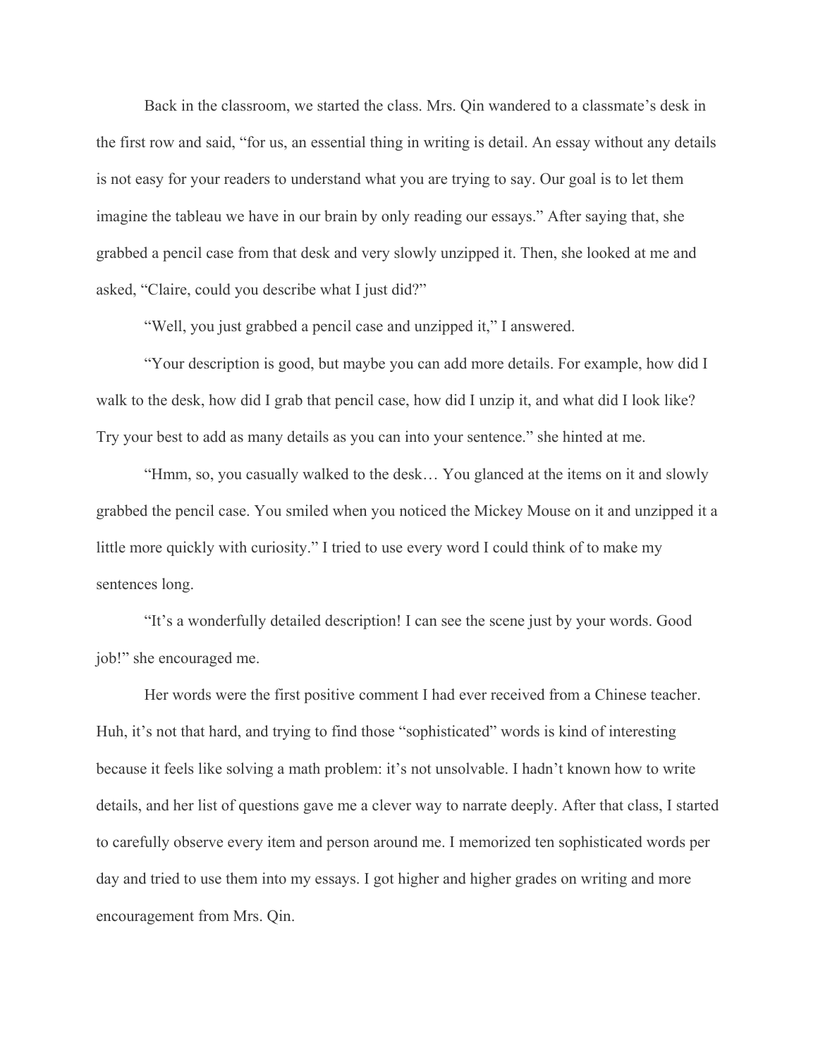Back in the classroom, we started the class. Mrs. Qin wandered to a classmate's desk in the first row and said, "for us, an essential thing in writing is detail. An essay without any details is not easy for your readers to understand what you are trying to say. Our goal is to let them imagine the tableau we have in our brain by only reading our essays." After saying that, she grabbed a pencil case from that desk and very slowly unzipped it. Then, she looked at me and asked, "Claire, could you describe what I just did?"

"Well, you just grabbed a pencil case and unzipped it," I answered.

"Your description is good, but maybe you can add more details. For example, how did I walk to the desk, how did I grab that pencil case, how did I unzip it, and what did I look like? Try your best to add as many details as you can into your sentence." she hinted at me.

"Hmm, so, you casually walked to the desk… You glanced at the items on it and slowly grabbed the pencil case. You smiled when you noticed the Mickey Mouse on it and unzipped it a little more quickly with curiosity." I tried to use every word I could think of to make my sentences long.

"It's a wonderfully detailed description! I can see the scene just by your words. Good job!" she encouraged me.

Her words were the first positive comment I had ever received from a Chinese teacher. Huh, it's not that hard, and trying to find those "sophisticated" words is kind of interesting because it feels like solving a math problem: it's not unsolvable. I hadn't known how to write details, and her list of questions gave me a clever way to narrate deeply. After that class, I started to carefully observe every item and person around me. I memorized ten sophisticated words per day and tried to use them into my essays. I got higher and higher grades on writing and more encouragement from Mrs. Qin.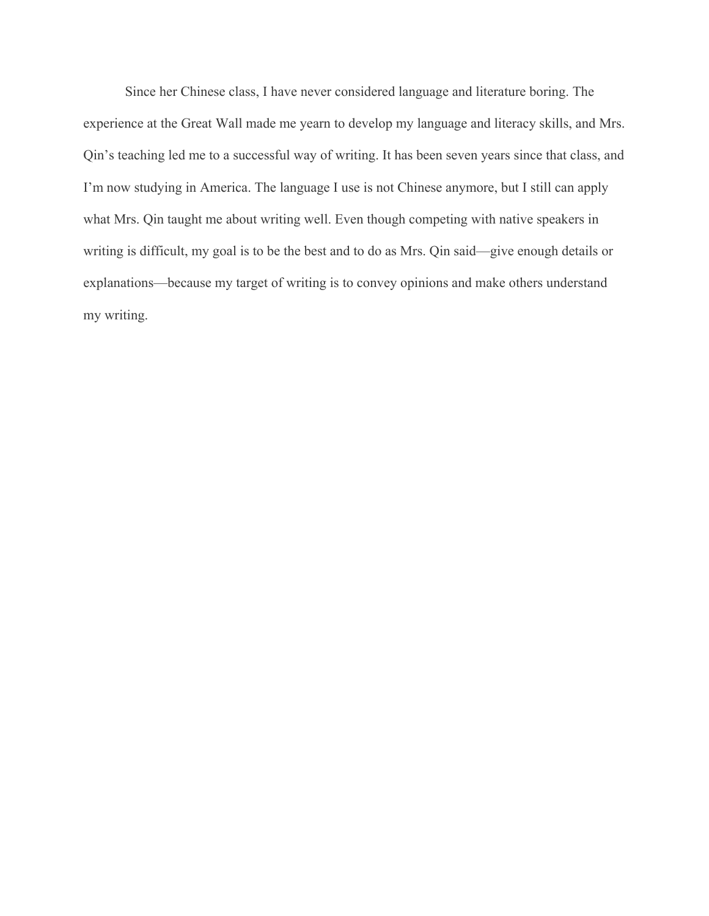Since her Chinese class, I have never considered language and literature boring. The experience at the Great Wall made me yearn to develop my language and literacy skills, and Mrs. Qin's teaching led me to a successful way of writing. It has been seven years since that class, and I'm now studying in America. The language I use is not Chinese anymore, but I still can apply what Mrs. Qin taught me about writing well. Even though competing with native speakers in writing is difficult, my goal is to be the best and to do as Mrs. Qin said—give enough details or explanations—because my target of writing is to convey opinions and make others understand my writing.